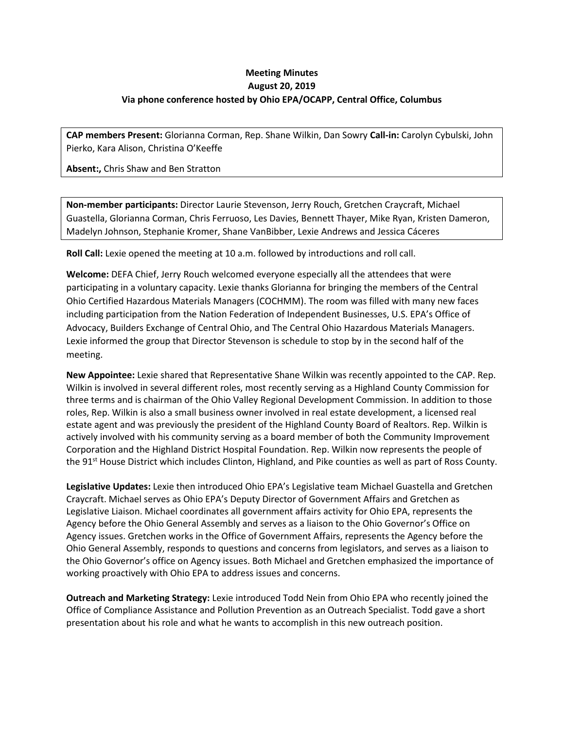**Meeting Minutes**
**August 20, 2019**
**Via phone conference hosted by Ohio EPA/OCAPP, Central Office, Columbus**

**CAP members Present:** Glorianna Corman, Rep. Shane Wilkin, Dan Sowry **Call-in:** Carolyn Cybulski, John Pierko, Kara Alison, Christina O'Keeffe

**Absent:,** Chris Shaw and Ben Stratton

**Non-member participants:** Director Laurie Stevenson, Jerry Rouch, Gretchen Craycraft, Michael Guastella, Glorianna Corman, Chris Ferruoso, Les Davies, Bennett Thayer, Mike Ryan, Kristen Dameron, Madelyn Johnson, Stephanie Kromer, Shane VanBibber, Lexie Andrews and Jessica Cáceres

**Roll Call:** Lexie opened the meeting at 10 a.m. followed by introductions and roll call.

**Welcome:** DEFA Chief, Jerry Rouch welcomed everyone especially all the attendees that were participating in a voluntary capacity. Lexie thanks Glorianna for bringing the members of the Central Ohio Certified Hazardous Materials Managers (COCHMM). The room was filled with many new faces including participation from the Nation Federation of Independent Businesses, U.S. EPA's Office of Advocacy, Builders Exchange of Central Ohio, and The Central Ohio Hazardous Materials Managers. Lexie informed the group that Director Stevenson is schedule to stop by in the second half of the meeting.

**New Appointee:** Lexie shared that Representative Shane Wilkin was recently appointed to the CAP. Rep. Wilkin is involved in several different roles, most recently serving as a Highland County Commission for three terms and is chairman of the Ohio Valley Regional Development Commission. In addition to those roles, Rep. Wilkin is also a small business owner involved in real estate development, a licensed real estate agent and was previously the president of the Highland County Board of Realtors. Rep. Wilkin is actively involved with his community serving as a board member of both the Community Improvement Corporation and the Highland District Hospital Foundation. Rep. Wilkin now represents the people of the 91st House District which includes Clinton, Highland, and Pike counties as well as part of Ross County.

**Legislative Updates:** Lexie then introduced Ohio EPA's Legislative team Michael Guastella and Gretchen Craycraft. Michael serves as Ohio EPA's Deputy Director of Government Affairs and Gretchen as Legislative Liaison. Michael coordinates all government affairs activity for Ohio EPA, represents the Agency before the Ohio General Assembly and serves as a liaison to the Ohio Governor's Office on Agency issues. Gretchen works in the Office of Government Affairs, represents the Agency before the Ohio General Assembly, responds to questions and concerns from legislators, and serves as a liaison to the Ohio Governor's office on Agency issues. Both Michael and Gretchen emphasized the importance of working proactively with Ohio EPA to address issues and concerns.

**Outreach and Marketing Strategy:** Lexie introduced Todd Nein from Ohio EPA who recently joined the Office of Compliance Assistance and Pollution Prevention as an Outreach Specialist. Todd gave a short presentation about his role and what he wants to accomplish in this new outreach position.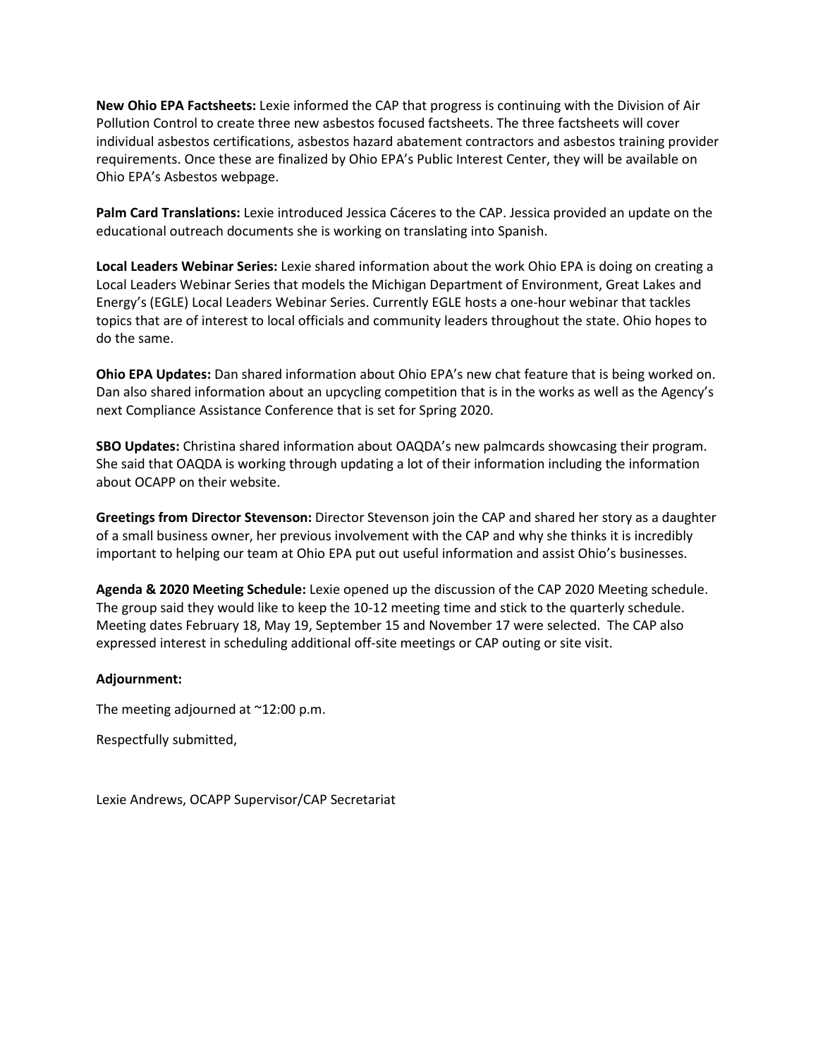**New Ohio EPA Factsheets:** Lexie informed the CAP that progress is continuing with the Division of Air Pollution Control to create three new asbestos focused factsheets. The three factsheets will cover individual asbestos certifications, asbestos hazard abatement contractors and asbestos training provider requirements. Once these are finalized by Ohio EPA's Public Interest Center, they will be available on Ohio EPA's Asbestos webpage.

**Palm Card Translations:** Lexie introduced Jessica Cáceres to the CAP. Jessica provided an update on the educational outreach documents she is working on translating into Spanish.

**Local Leaders Webinar Series:** Lexie shared information about the work Ohio EPA is doing on creating a Local Leaders Webinar Series that models the Michigan Department of Environment, Great Lakes and Energy's (EGLE) Local Leaders Webinar Series. Currently EGLE hosts a one-hour webinar that tackles topics that are of interest to local officials and community leaders throughout the state. Ohio hopes to do the same.

**Ohio EPA Updates:** Dan shared information about Ohio EPA's new chat feature that is being worked on. Dan also shared information about an upcycling competition that is in the works as well as the Agency's next Compliance Assistance Conference that is set for Spring 2020.

**SBO Updates:** Christina shared information about OAQDA's new palmcards showcasing their program. She said that OAQDA is working through updating a lot of their information including the information about OCAPP on their website.

**Greetings from Director Stevenson:** Director Stevenson join the CAP and shared her story as a daughter of a small business owner, her previous involvement with the CAP and why she thinks it is incredibly important to helping our team at Ohio EPA put out useful information and assist Ohio's businesses.

**Agenda & 2020 Meeting Schedule:** Lexie opened up the discussion of the CAP 2020 Meeting schedule. The group said they would like to keep the 10-12 meeting time and stick to the quarterly schedule. Meeting dates February 18, May 19, September 15 and November 17 were selected. The CAP also expressed interest in scheduling additional off-site meetings or CAP outing or site visit.

**Adjournment:**

The meeting adjourned at ~12:00 p.m.

Respectfully submitted,

Lexie Andrews, OCAPP Supervisor/CAP Secretariat